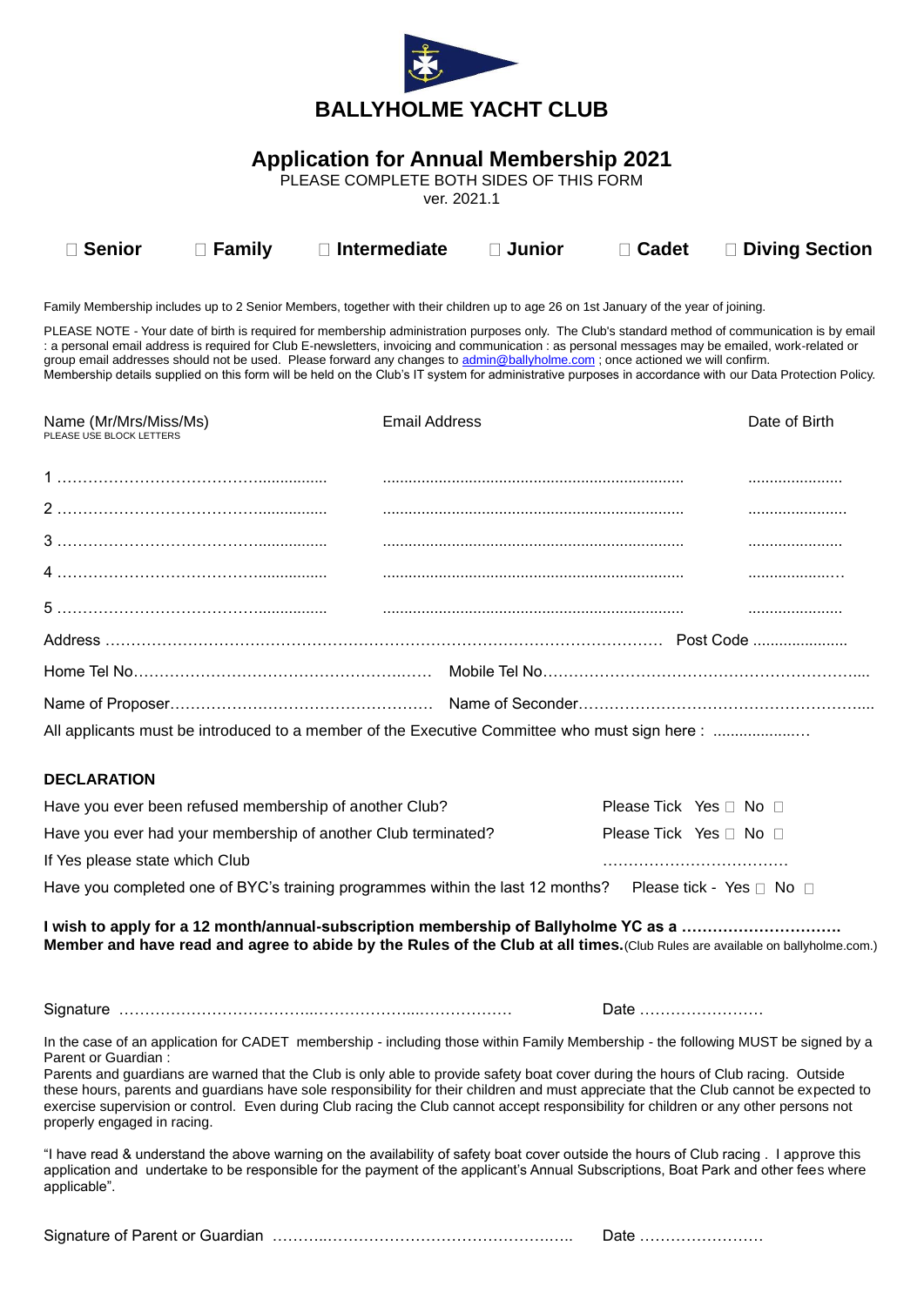# BALLYHOLME YACHT CLUB

## Application for Annual Membership 2021

PLEASE COMPLETE BOTH SIDES OF THIS FORM

ver. 2021.1

☐ **Senior** ☐ **Family** ☐ **Intermediate** ☐ **Junior** ☐ **Cadet** ☐ **Diving Section**

Family Membership includes up to 2 Senior Members, together with their children up to age 26 on 1st January of the year of joining.

PLEASE NOTE - Your date of birth is required for membership administration purposes only. The Club's standard method of communication is by email : a personal email address is required for Club E-newsletters, invoicing and communication : as personal messages may be emailed, work-related or group email addresses should not be used. Please forward any changes to admin@ballyholme.com ; once actioned we will confirm.
Membership details supplied on this form will be held on the Club's IT system for administrative purposes in accordance with our Data Protection Policy.

| Name (Mr/Mrs/Miss/Ms) PLEASE USE BLOCK LETTERS | Email Address | Date of Birth |
|---|---|---|
| 1 …………………………………………….. | ……………………………………………… | …………………… |
| 2 …………………………………………….. | ……………………………………………… | …………………… |
| 3 …………………………………………….. | ……………………………………………… | …………………… |
| 4 …………………………………………….. | ……………………………………………… | …………………… |
| 5 …………………………………………….. | ……………………………………………… | …………………… |

Address ………………………………………………………………………………………………… Post Code ………………….

Home Tel No………………………………………………… Mobile Tel No……………………………………………………….

Name of Proposer…………………………………………… Name of Seconder…………………………………………………

All applicants must be introduced to a member of the Executive Committee who must sign here : ………………….

**DECLARATION**

Have you ever been refused membership of another Club? Please Tick Yes ☐ No ☐

Have you ever had your membership of another Club terminated? Please Tick Yes ☐ No ☐

If Yes please state which Club ………………………………

Have you completed one of BYC's training programmes within the last 12 months? Please tick - Yes ☐ No ☐

**I wish to apply for a 12 month/annual-subscription membership of Ballyholme YC as a ………………………… Member and have read and agree to abide by the Rules of the Club at all times.** (Club Rules are available on ballyholme.com.)

Signature ……………………………………………………………… Date ……………………

In the case of an application for CADET membership - including those within Family Membership - the following MUST be signed by a Parent or Guardian :
Parents and guardians are warned that the Club is only able to provide safety boat cover during the hours of Club racing. Outside these hours, parents and guardians have sole responsibility for their children and must appreciate that the Club cannot be expected to exercise supervision or control. Even during Club racing the Club cannot accept responsibility for children or any other persons not properly engaged in racing.

"I have read & understand the above warning on the availability of safety boat cover outside the hours of Club racing . I approve this application and undertake to be responsible for the payment of the applicant's Annual Subscriptions, Boat Park and other fees where applicable".

Signature of Parent or Guardian ……………………………………………………… Date ……………………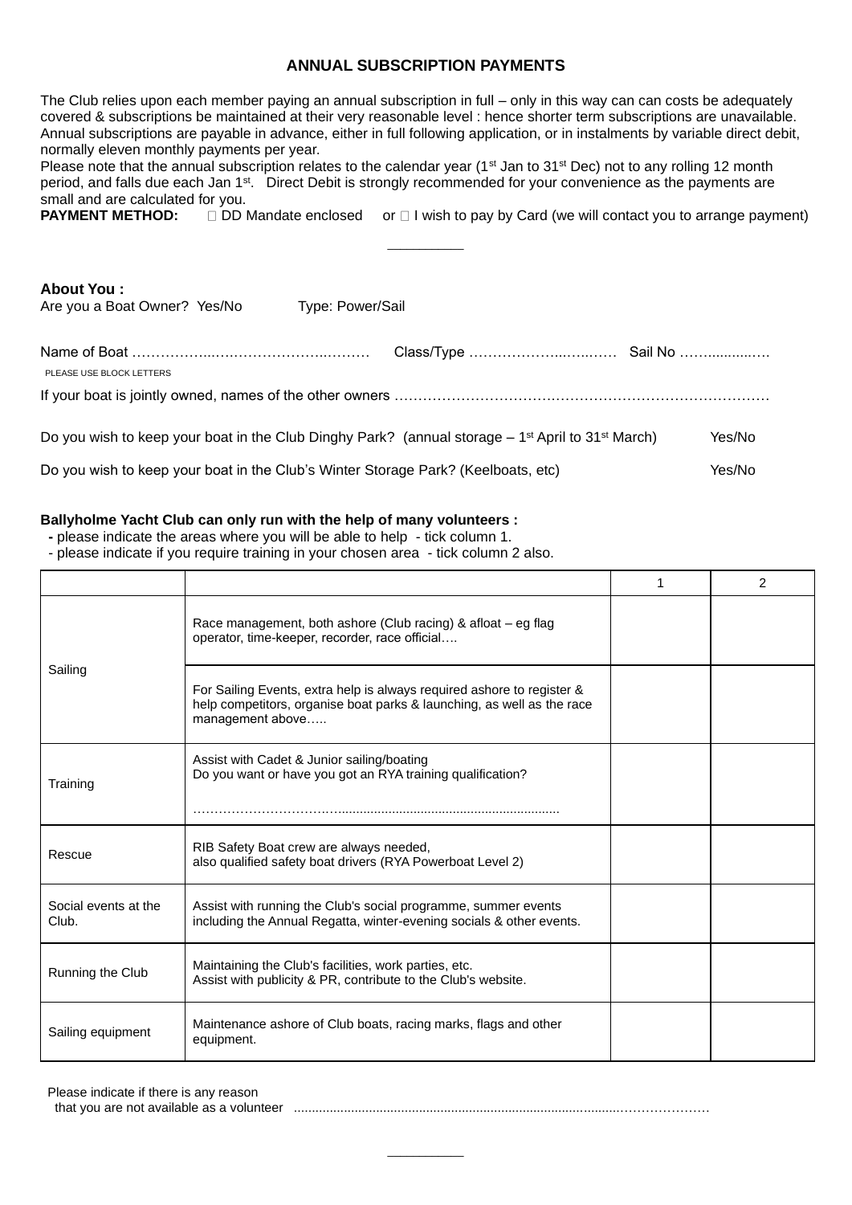## ANNUAL SUBSCRIPTION PAYMENTS

The Club relies upon each member paying an annual subscription in full – only in this way can can costs be adequately covered & subscriptions be maintained at their very reasonable level : hence shorter term subscriptions are unavailable. Annual subscriptions are payable in advance, either in full following application, or in instalments by variable direct debit, normally eleven monthly payments per year.

Please note that the annual subscription relates to the calendar year (1st Jan to 31st Dec) not to any rolling 12 month period, and falls due each Jan 1st. Direct Debit is strongly recommended for your convenience as the payments are small and are calculated for you.

**PAYMENT METHOD:** ☐ DD Mandate enclosed or ☐ I wish to pay by Card (we will contact you to arrange payment)

---

**About You :**

Are you a Boat Owner? Yes/No Type: Power/Sail

Name of Boat ………………..….………………..……… Class/Type ………………..…..…… Sail No ……............….

PLEASE USE BLOCK LETTERS

If your boat is jointly owned, names of the other owners ………………………………………………………………………

Do you wish to keep your boat in the Club Dinghy Park? (annual storage – 1st April to 31st March) Yes/No

Do you wish to keep your boat in the Club's Winter Storage Park? (Keelboats, etc) Yes/No

**Ballyholme Yacht Club can only run with the help of many volunteers :**

- please indicate the areas where you will be able to help - tick column 1.
- please indicate if you require training in your chosen area - tick column 2 also.

| | | 1 | 2 |
|---|---|---|---|
| Sailing | Race management, both ashore (Club racing) & afloat – eg flag operator, time-keeper, recorder, race official…. | | |
| | For Sailing Events, extra help is always required ashore to register & help competitors, organise boat parks & launching, as well as the race management above….. | | |
| Training | Assist with Cadet & Junior sailing/boating<br>Do you want or have you got an RYA training qualification?<br>…………………………….............................................................. | | |
| Rescue | RIB Safety Boat crew are always needed,<br>also qualified safety boat drivers (RYA Powerboat Level 2) | | |
| Social events at the Club. | Assist with running the Club's social programme, summer events including the Annual Regatta, winter-evening socials & other events. | | |
| Running the Club | Maintaining the Club's facilities, work parties, etc.<br>Assist with publicity & PR, contribute to the Club's website. | | |
| Sailing equipment | Maintenance ashore of Club boats, racing marks, flags and other equipment. | | |

Please indicate if there is any reason that you are not available as a volunteer ..............................................................................................…………………